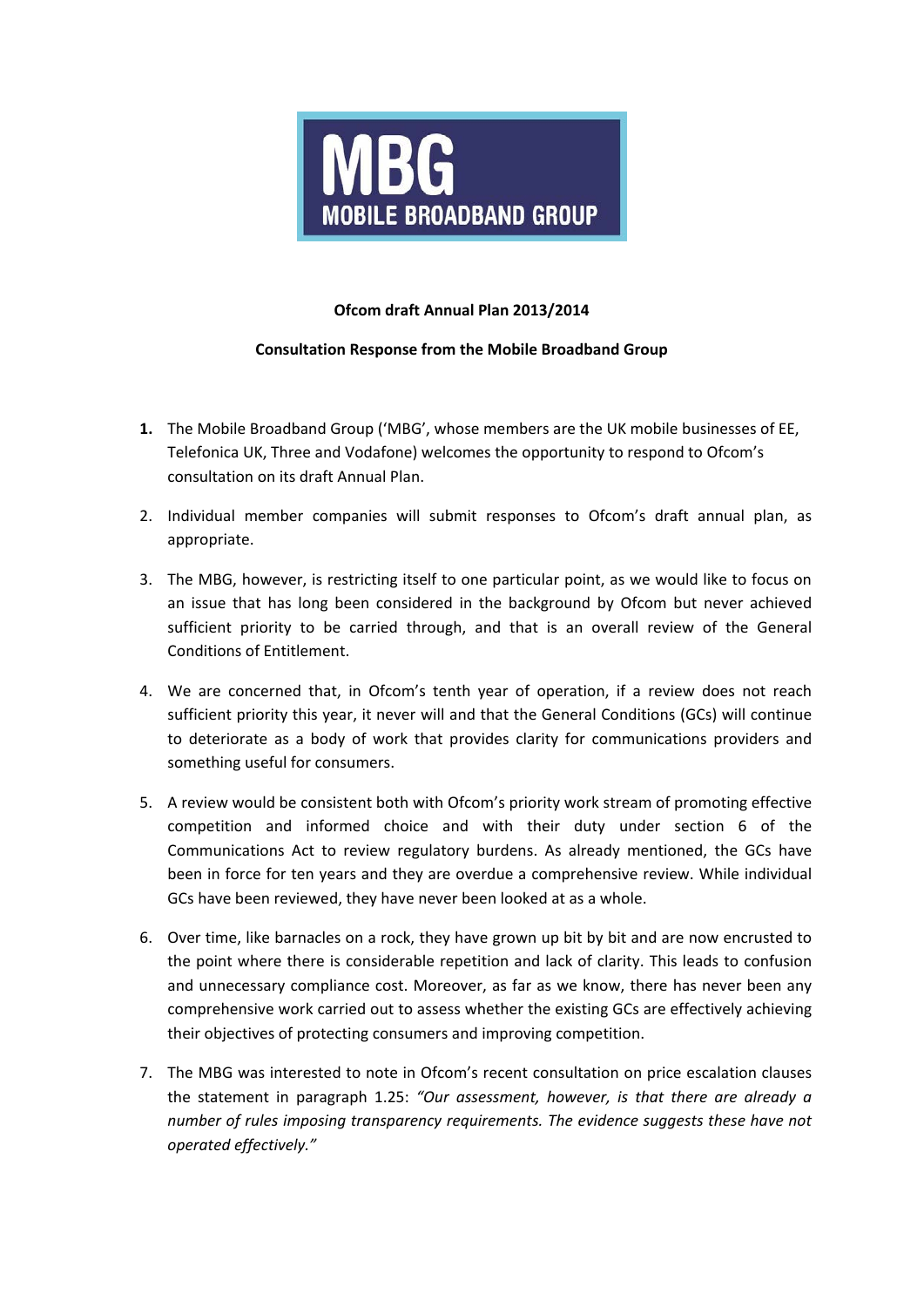MBG
MOBILE BROADBAND GROUP

**Ofcom draft Annual Plan 2013/2014**

**Consultation Response from the Mobile Broadband Group**

1. The Mobile Broadband Group ('MBG', whose members are the UK mobile businesses of EE, Telefonica UK, Three and Vodafone) welcomes the opportunity to respond to Ofcom's consultation on its draft Annual Plan.

2. Individual member companies will submit responses to Ofcom's draft annual plan, as appropriate.

3. The MBG, however, is restricting itself to one particular point, as we would like to focus on an issue that has long been considered in the background by Ofcom but never achieved sufficient priority to be carried through, and that is an overall review of the General Conditions of Entitlement.

4. We are concerned that, in Ofcom's tenth year of operation, if a review does not reach sufficient priority this year, it never will and that the General Conditions (GCs) will continue to deteriorate as a body of work that provides clarity for communications providers and something useful for consumers.

5. A review would be consistent both with Ofcom's priority work stream of promoting effective competition and informed choice and with their duty under section 6 of the Communications Act to review regulatory burdens. As already mentioned, the GCs have been in force for ten years and they are overdue a comprehensive review. While individual GCs have been reviewed, they have never been looked at as a whole.

6. Over time, like barnacles on a rock, they have grown up bit by bit and are now encrusted to the point where there is considerable repetition and lack of clarity. This leads to confusion and unnecessary compliance cost. Moreover, as far as we know, there has never been any comprehensive work carried out to assess whether the existing GCs are effectively achieving their objectives of protecting consumers and improving competition.

7. The MBG was interested to note in Ofcom's recent consultation on price escalation clauses the statement in paragraph 1.25: *"Our assessment, however, is that there are already a number of rules imposing transparency requirements. The evidence suggests these have not operated effectively."*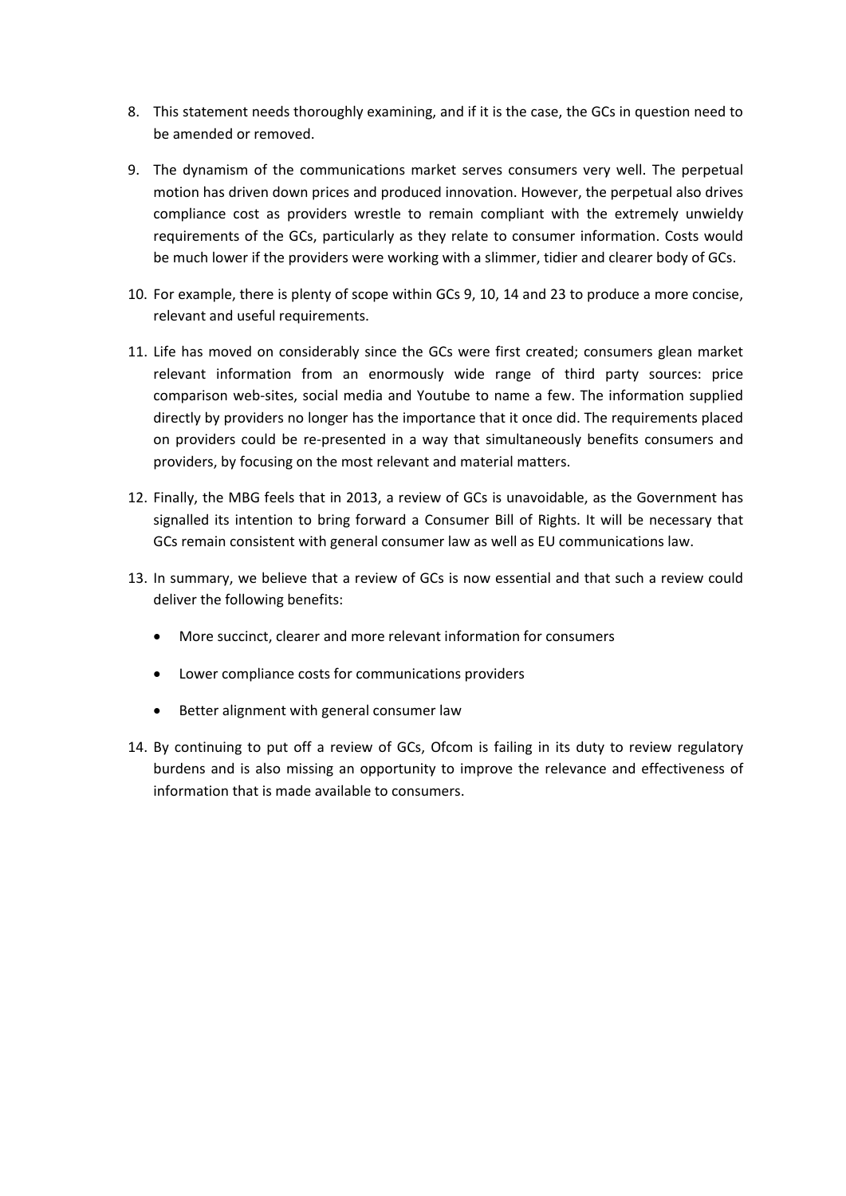8. This statement needs thoroughly examining, and if it is the case, the GCs in question need to be amended or removed.

9. The dynamism of the communications market serves consumers very well. The perpetual motion has driven down prices and produced innovation. However, the perpetual also drives compliance cost as providers wrestle to remain compliant with the extremely unwieldy requirements of the GCs, particularly as they relate to consumer information. Costs would be much lower if the providers were working with a slimmer, tidier and clearer body of GCs.

10. For example, there is plenty of scope within GCs 9, 10, 14 and 23 to produce a more concise, relevant and useful requirements.

11. Life has moved on considerably since the GCs were first created; consumers glean market relevant information from an enormously wide range of third party sources: price comparison web-sites, social media and Youtube to name a few. The information supplied directly by providers no longer has the importance that it once did. The requirements placed on providers could be re-presented in a way that simultaneously benefits consumers and providers, by focusing on the most relevant and material matters.

12. Finally, the MBG feels that in 2013, a review of GCs is unavoidable, as the Government has signalled its intention to bring forward a Consumer Bill of Rights. It will be necessary that GCs remain consistent with general consumer law as well as EU communications law.

13. In summary, we believe that a review of GCs is now essential and that such a review could deliver the following benefits:

    - More succinct, clearer and more relevant information for consumers
    - Lower compliance costs for communications providers
    - Better alignment with general consumer law

14. By continuing to put off a review of GCs, Ofcom is failing in its duty to review regulatory burdens and is also missing an opportunity to improve the relevance and effectiveness of information that is made available to consumers.